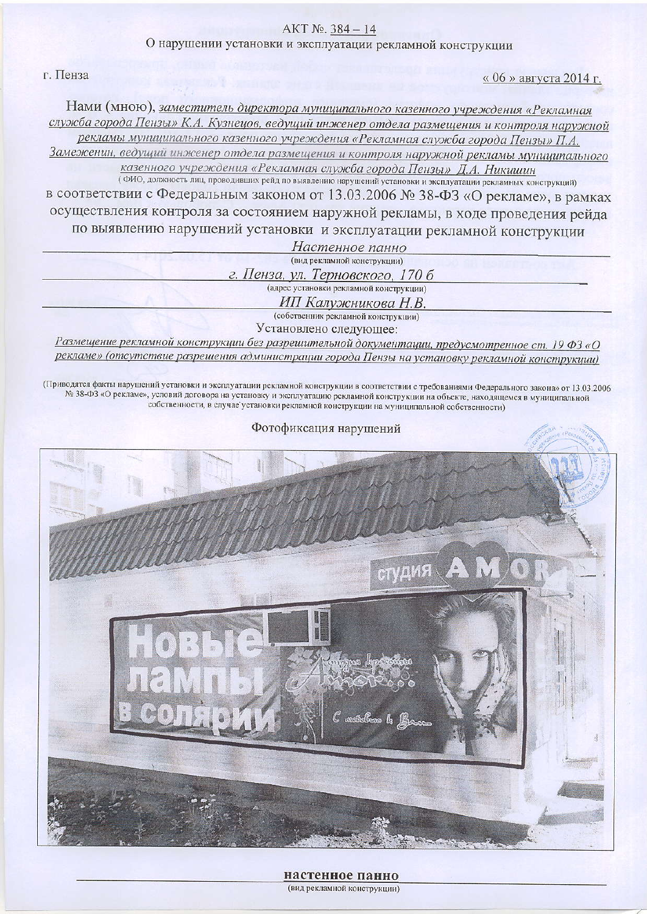АКТ №. 384 – 14

О нарушении установки и эксплуатации рекламной конструкции

г. Пенза « 06 » августа 2014 г.

Нами (мною), *заместитель директора муниципального казенного учреждения «Рекламная служба города Пензы» К.А. Кузнецов, ведущий инженер отдела размещения и контроля наружной рекламы муниципального казенного учреждения «Рекламная служба города Пензы» П.А. Замеженин, ведущий инженер отдела размещения и контроля наружной рекламы муниципального казенного учреждения «Рекламная служба города Пензы» Д.А. Никишин*

(ФИО, должность лиц, проводивших рейд по выявлению нарушений установки и эксплуатации рекламных конструкций)

в соответствии с Федеральным законом от 13.03.2006 № 38-ФЗ «О рекламе», в рамках осуществления контроля за состоянием наружной рекламы, в ходе проведения рейда по выявлению нарушений установки и эксплуатации рекламной конструкции

*Настенное панно*

(вид рекламной конструкции)

*г. Пенза, ул. Терновского, 170 б*

(адрес установки рекламной конструкции)

*ИП Калужникова Н.В.*

(собственник рекламной конструкции)

Установлено следующее:

*Размещение рекламной конструкции без разрешительной документации, предусмотренное ст. 19 ФЗ «О рекламе» (отсутствие разрешения администрации города Пензы на установку рекламной конструкции)*

(Приводятся факты нарушений установки и эксплуатации рекламной конструкции в соответствии с требованиями Федерального закона» от 13.03.2006 № 38-ФЗ «О рекламе», условий договора на установку и эксплуатацию рекламной конструкции на объекте, находящемся в муниципальной собственности, в случае установки рекламной конструкции на муниципальной собственности)

Фотофиксация нарушений

**настенное панно**

(вид рекламной конструкции)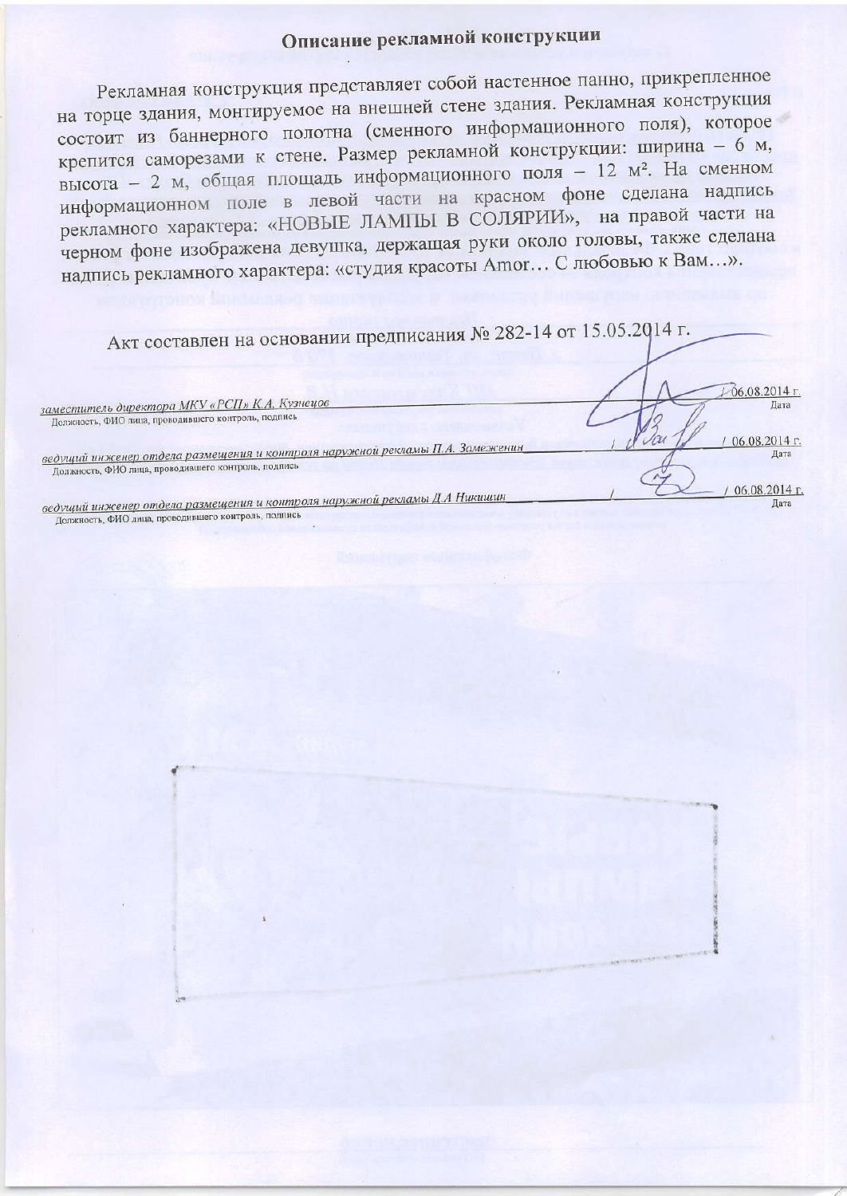## Описание рекламной конструкции

Рекламная конструкция представляет собой настенное панно, прикрепленное на торце здания, монтируемое на внешней стене здания. Рекламная конструкция состоит из баннерного полотна (сменного информационного поля), которое крепится саморезами к стене. Размер рекламной конструкции: ширина – 6 м, высота – 2 м, общая площадь информационного поля – 12 м². На сменном информационном поле в левой части на красном фоне сделана надпись рекламного характера: «НОВЫЕ ЛАМПЫ В СОЛЯРИИ», на правой части на черном фоне изображена девушка, держащая руки около головы, также сделана надпись рекламного характера: «студия красоты Amor… С любовью к Вам…».

Акт составлен на основании предписания № 282-14 от 15.05.2014 г.

*заместитель директора МКУ «РСП» К.А. Кузнецов* / 06.08.2014 г.
Должность, ФИО лица, проводившего контроль, подпись — Дата

*ведущий инженер отдела размещения и контроля наружной рекламы П.А. Замеженин* / / 06.08.2014 г.
Должность, ФИО лица, проводившего контроль, подпись — Дата

*ведущий инженер отдела размещения и контроля наружной рекламы Д.А Никишин* / / 06.08.2014 г.
Должность, ФИО лица, проводившего контроль, подпись — Дата